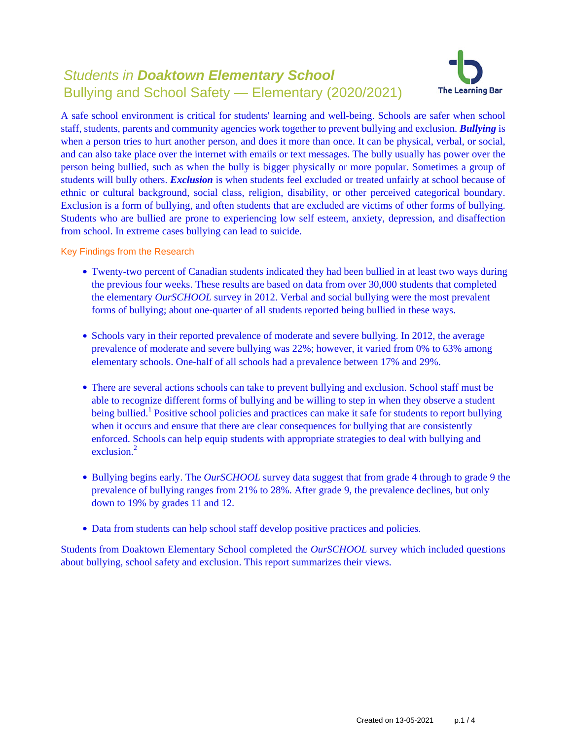# *Students in* ***Doaktown Elementary School***

## Bullying and School Safety — Elementary (2020/2021)

The Learning Bar

A safe school environment is critical for students' learning and well-being. Schools are safer when school staff, students, parents and community agencies work together to prevent bullying and exclusion. ***Bullying*** is when a person tries to hurt another person, and does it more than once. It can be physical, verbal, or social, and can also take place over the internet with emails or text messages. The bully usually has power over the person being bullied, such as when the bully is bigger physically or more popular. Sometimes a group of students will bully others. ***Exclusion*** is when students feel excluded or treated unfairly at school because of ethnic or cultural background, social class, religion, disability, or other perceived categorical boundary. Exclusion is a form of bullying, and often students that are excluded are victims of other forms of bullying. Students who are bullied are prone to experiencing low self esteem, anxiety, depression, and disaffection from school. In extreme cases bullying can lead to suicide.

### Key Findings from the Research

- Twenty-two percent of Canadian students indicated they had been bullied in at least two ways during the previous four weeks. These results are based on data from over 30,000 students that completed the elementary *OurSCHOOL* survey in 2012. Verbal and social bullying were the most prevalent forms of bullying; about one-quarter of all students reported being bullied in these ways.

- Schools vary in their reported prevalence of moderate and severe bullying. In 2012, the average prevalence of moderate and severe bullying was 22%; however, it varied from 0% to 63% among elementary schools. One-half of all schools had a prevalence between 17% and 29%.

- There are several actions schools can take to prevent bullying and exclusion. School staff must be able to recognize different forms of bullying and be willing to step in when they observe a student being bullied.[1] Positive school policies and practices can make it safe for students to report bullying when it occurs and ensure that there are clear consequences for bullying that are consistently enforced. Schools can help equip students with appropriate strategies to deal with bullying and exclusion.[2]

- Bullying begins early. The *OurSCHOOL* survey data suggest that from grade 4 through to grade 9 the prevalence of bullying ranges from 21% to 28%. After grade 9, the prevalence declines, but only down to 19% by grades 11 and 12.

- Data from students can help school staff develop positive practices and policies.

Students from Doaktown Elementary School completed the *OurSCHOOL* survey which included questions about bullying, school safety and exclusion. This report summarizes their views.

Created on 13-05-2021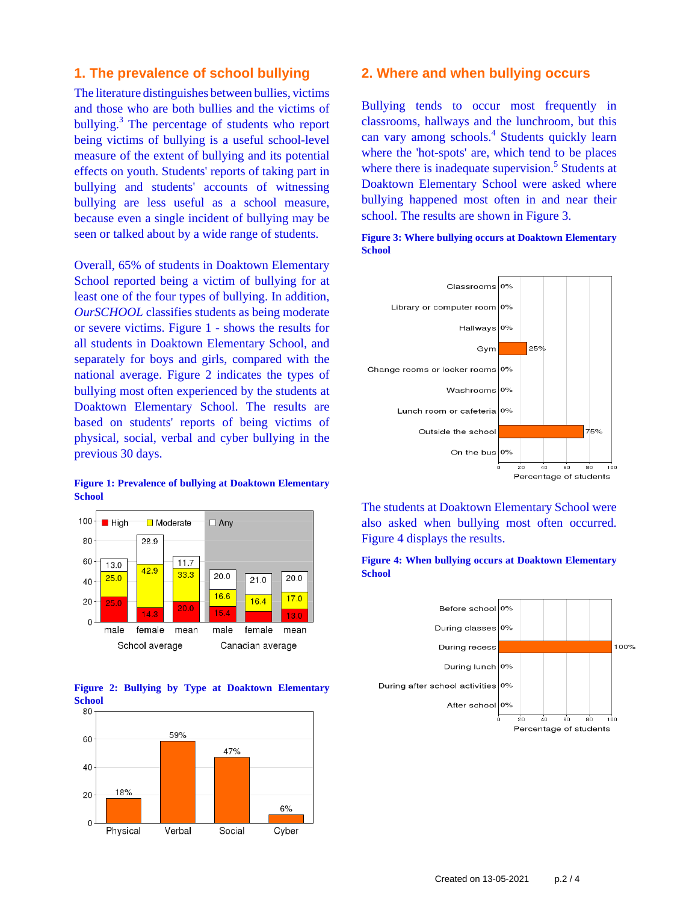## 1. The prevalence of school bullying

The literature distinguishes between bullies, victims and those who are both bullies and the victims of bullying.[3] The percentage of students who report being victims of bullying is a useful school-level measure of the extent of bullying and its potential effects on youth. Students' reports of taking part in bullying and students' accounts of witnessing bullying are less useful as a school measure, because even a single incident of bullying may be seen or talked about by a wide range of students.

Overall, 65% of students in Doaktown Elementary School reported being a victim of bullying for at least one of the four types of bullying. In addition, *OurSCHOOL* classifies students as being moderate or severe victims. Figure 1 - shows the results for all students in Doaktown Elementary School, and separately for boys and girls, compared with the national average. Figure 2 indicates the types of bullying most often experienced by the students at Doaktown Elementary School. The results are based on students' reports of being victims of physical, social, verbal and cyber bullying in the previous 30 days.

**Figure 1: Prevalence of bullying at Doaktown Elementary School**

| | School average | | | Canadian average | | |
|---|---|---|---|---|---|---|
| | male | female | mean | male | female | mean |
| High | 25.0 | 14.3 | 20.0 | 15.4 | | 13.0 |
| Moderate | 25.0 | 42.9 | 33.3 | 16.6 | 16.4 | 17.0 |
| Any | 13.0 | 28.9 | 11.7 | 20.0 | 21.0 | 20.0 |

**Figure 2: Bullying by Type at Doaktown Elementary School**

| Physical | Verbal | Social | Cyber |
|---|---|---|---|
| 18% | 59% | 47% | 6% |

## 2. Where and when bullying occurs

Bullying tends to occur most frequently in classrooms, hallways and the lunchroom, but this can vary among schools.[4] Students quickly learn where the 'hot-spots' are, which tend to be places where there is inadequate supervision.[5] Students at Doaktown Elementary School were asked where bullying happened most often in and near their school. The results are shown in Figure 3.

**Figure 3: Where bullying occurs at Doaktown Elementary School**

| Location | Percentage of students |
|---|---|
| Classrooms | 0% |
| Library or computer room | 0% |
| Hallways | 0% |
| Gym | 25% |
| Change rooms or locker rooms | 0% |
| Washrooms | 0% |
| Lunch room or cafeteria | 0% |
| Outside the school | 75% |
| On the bus | 0% |

The students at Doaktown Elementary School were also asked when bullying most often occurred. Figure 4 displays the results.

**Figure 4: When bullying occurs at Doaktown Elementary School**

| Time | Percentage of students |
|---|---|
| Before school | 0% |
| During classes | 0% |
| During recess | 100% |
| During lunch | 0% |
| During after school activities | 0% |
| After school | 0% |

Created on 13-05-2021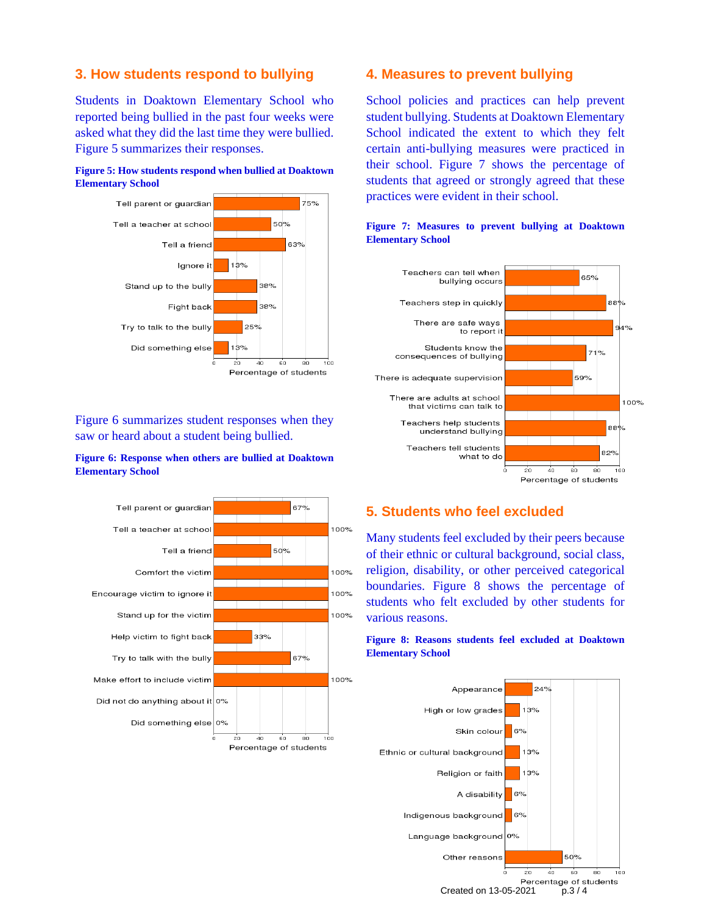## 3. How students respond to bullying

Students in Doaktown Elementary School who reported being bullied in the past four weeks were asked what they did the last time they were bullied. Figure 5 summarizes their responses.

**Figure 5: How students respond when bullied at Doaktown Elementary School**

| Response | Percentage of students |
|---|---|
| Tell parent or guardian | 75% |
| Tell a teacher at school | 50% |
| Tell a friend | 63% |
| Ignore it | 13% |
| Stand up to the bully | 38% |
| Fight back | 38% |
| Try to talk to the bully | 25% |
| Did something else | 13% |

Figure 6 summarizes student responses when they saw or heard about a student being bullied.

**Figure 6: Response when others are bullied at Doaktown Elementary School**

| Response | Percentage of students |
|---|---|
| Tell parent or guardian | 67% |
| Tell a teacher at school | 100% |
| Tell a friend | 50% |
| Comfort the victim | 100% |
| Encourage victim to ignore it | 100% |
| Stand up for the victim | 100% |
| Help victim to fight back | 33% |
| Try to talk with the bully | 67% |
| Make effort to include victim | 100% |
| Did not do anything about it | 0% |
| Did something else | 0% |

## 4. Measures to prevent bullying

School policies and practices can help prevent student bullying. Students at Doaktown Elementary School indicated the extent to which they felt certain anti-bullying measures were practiced in their school. Figure 7 shows the percentage of students that agreed or strongly agreed that these practices were evident in their school.

**Figure 7: Measures to prevent bullying at Doaktown Elementary School**

| Measure | Percentage of students |
|---|---|
| Teachers can tell when bullying occurs | 65% |
| Teachers step in quickly | 88% |
| There are safe ways to report it | 94% |
| Students know the consequences of bullying | 71% |
| There is adequate supervision | 59% |
| There are adults at school that victims can talk to | 100% |
| Teachers help students understand bullying | 88% |
| Teachers tell students what to do | 82% |

## 5. Students who feel excluded

Many students feel excluded by their peers because of their ethnic or cultural background, social class, religion, disability, or other perceived categorical boundaries. Figure 8 shows the percentage of students who felt excluded by other students for various reasons.

**Figure 8: Reasons students feel excluded at Doaktown Elementary School**

| Reason | Percentage of students |
|---|---|
| Appearance | 24% |
| High or low grades | 13% |
| Skin colour | 6% |
| Ethnic or cultural background | 13% |
| Religion or faith | 13% |
| A disability | 6% |
| Indigenous background | 6% |
| Language background | 0% |
| Other reasons | 50% |

Created on 13-05-2021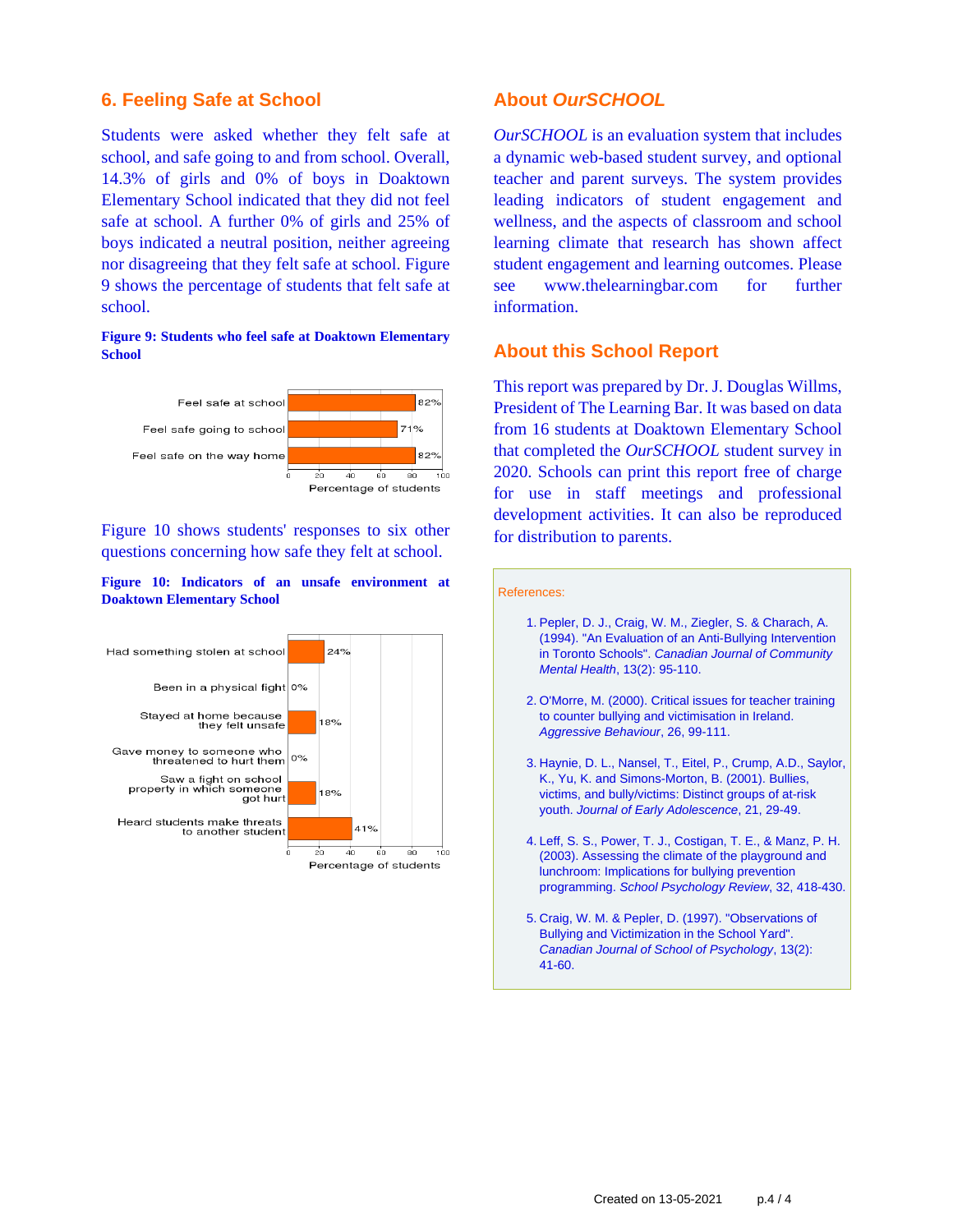## 6. Feeling Safe at School

Students were asked whether they felt safe at school, and safe going to and from school. Overall, 14.3% of girls and 0% of boys in Doaktown Elementary School indicated that they did not feel safe at school. A further 0% of girls and 25% of boys indicated a neutral position, neither agreeing nor disagreeing that they felt safe at school. Figure 9 shows the percentage of students that felt safe at school.

**Figure 9: Students who feel safe at Doaktown Elementary School**

Feel safe at school 82%
Feel safe going to school 71%
Feel safe on the way home 82%
0 20 40 60 80 100
Percentage of students

Figure 10 shows students' responses to six other questions concerning how safe they felt at school.

**Figure 10: Indicators of an unsafe environment at Doaktown Elementary School**

Had something stolen at school 24%
Been in a physical fight 0%
Stayed at home because they felt unsafe 18%
Gave money to someone who threatened to hurt them 0%
Saw a fight on school property in which someone got hurt 18%
Heard students make threats to another student 41%
0 20 40 60 80 100
Percentage of students

## About *OurSCHOOL*

*OurSCHOOL* is an evaluation system that includes a dynamic web-based student survey, and optional teacher and parent surveys. The system provides leading indicators of student engagement and wellness, and the aspects of classroom and school learning climate that research has shown affect student engagement and learning outcomes. Please see www.thelearningbar.com for further information.

## About this School Report

This report was prepared by Dr. J. Douglas Willms, President of The Learning Bar. It was based on data from 16 students at Doaktown Elementary School that completed the *OurSCHOOL* student survey in 2020. Schools can print this report free of charge for use in staff meetings and professional development activities. It can also be reproduced for distribution to parents.

References:

1. Pepler, D. J., Craig, W. M., Ziegler, S. & Charach, A. (1994). "An Evaluation of an Anti-Bullying Intervention in Toronto Schools". *Canadian Journal of Community Mental Health*, 13(2): 95-110.
2. O'Morre, M. (2000). Critical issues for teacher training to counter bullying and victimisation in Ireland. *Aggressive Behaviour*, 26, 99-111.
3. Haynie, D. L., Nansel, T., Eitel, P., Crump, A.D., Saylor, K., Yu, K. and Simons-Morton, B. (2001). Bullies, victims, and bully/victims: Distinct groups of at-risk youth. *Journal of Early Adolescence*, 21, 29-49.
4. Leff, S. S., Power, T. J., Costigan, T. E., & Manz, P. H. (2003). Assessing the climate of the playground and lunchroom: Implications for bullying prevention programming. *School Psychology Review*, 32, 418-430.
5. Craig, W. M. & Pepler, D. (1997). "Observations of Bullying and Victimization in the School Yard". *Canadian Journal of School of Psychology*, 13(2): 41-60.

Created on 13-05-2021